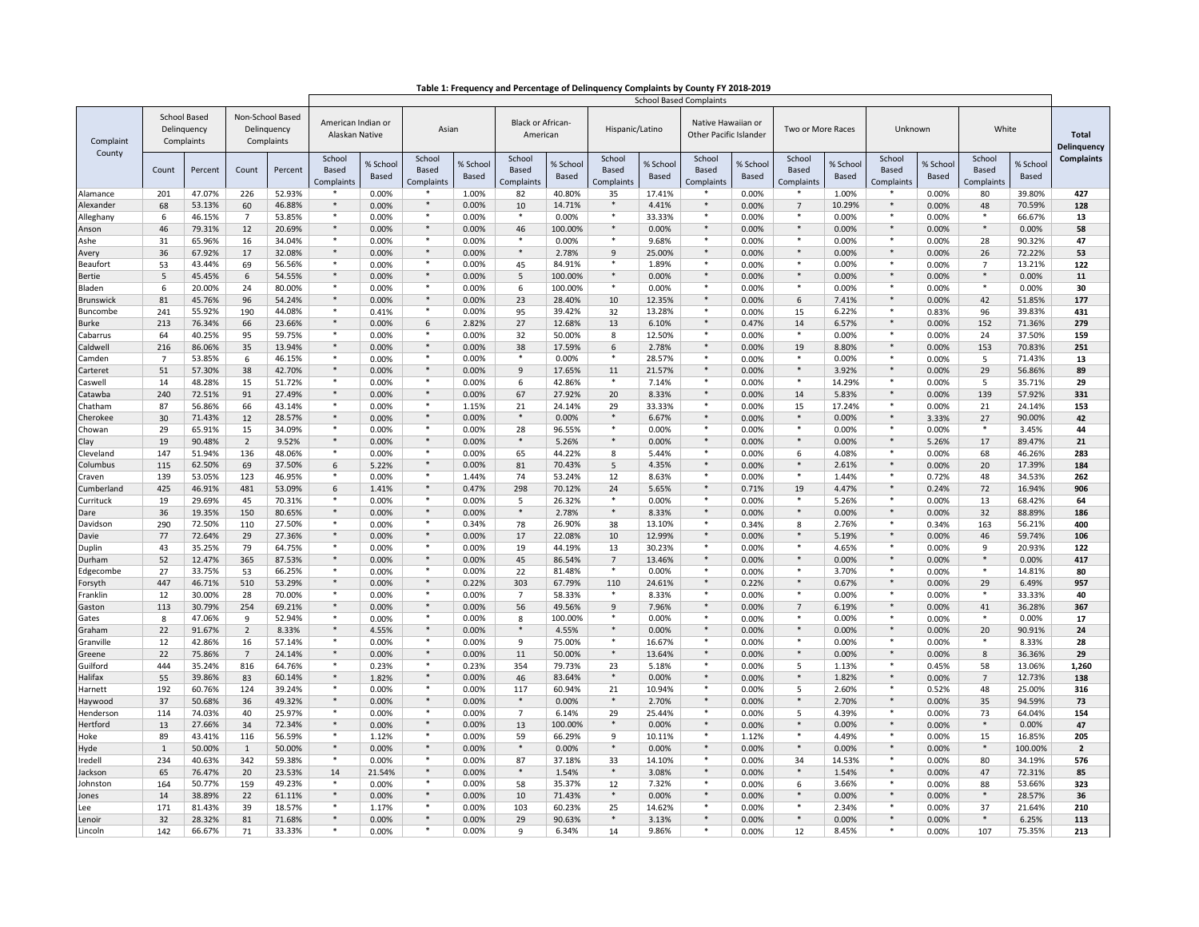**Table 1: Frequency and Percentage of Delinquency Complaints by County FY 2018-2019**

| Complaint County | School Based Delinquency Complaints | | Non-School Based Delinquency Complaints | | School Based Complaints | | | | | | | | | | | | | | | | Total Delinquency Complaints |
|---|---|---|---|---|---|---|---|---|---|---|---|---|---|---|---|---|---|---|---|---|---|
| | | | | | American Indian or Alaskan Native | | Asian | | Black or African-American | | Hispanic/Latino | | Native Hawaiian or Other Pacific Islander | | Two or More Races | | Unknown | | White | | |
| | Count | Percent | Count | Percent | School Based Complaints | % School Based | School Based Complaints | % School Based | School Based Complaints | % School Based | School Based Complaints | % School Based | School Based Complaints | % School Based | School Based Complaints | % School Based | School Based Complaints | % School Based | School Based Complaints | % School Based | |
| Alamance | 201 | 47.07% | 226 | 52.93% | * | 0.00% | * | 1.00% | 82 | 40.80% | 35 | 17.41% | * | 0.00% | * | 1.00% | * | 0.00% | 80 | 39.80% | **427** |
| Alexander | 68 | 53.13% | 60 | 46.88% | * | 0.00% | * | 0.00% | 10 | 14.71% | * | 4.41% | * | 0.00% | 7 | 10.29% | * | 0.00% | 48 | 70.59% | **128** |
| Alleghany | 6 | 46.15% | 7 | 53.85% | * | 0.00% | * | 0.00% | * | 0.00% | * | 33.33% | * | 0.00% | * | 0.00% | * | 0.00% | * | 66.67% | **13** |
| Anson | 46 | 79.31% | 12 | 20.69% | * | 0.00% | * | 0.00% | 46 | 100.00% | * | 0.00% | * | 0.00% | * | 0.00% | * | 0.00% | * | 0.00% | **58** |
| Ashe | 31 | 65.96% | 16 | 34.04% | * | 0.00% | * | 0.00% | * | 0.00% | * | 9.68% | * | 0.00% | * | 0.00% | * | 0.00% | 28 | 90.32% | **47** |
| Avery | 36 | 67.92% | 17 | 32.08% | * | 0.00% | * | 0.00% | * | 2.78% | 9 | 25.00% | * | 0.00% | * | 0.00% | * | 0.00% | 26 | 72.22% | **53** |
| Beaufort | 53 | 43.44% | 69 | 56.56% | * | 0.00% | * | 0.00% | 45 | 84.91% | * | 1.89% | * | 0.00% | * | 0.00% | * | 0.00% | 7 | 13.21% | **122** |
| Bertie | 5 | 45.45% | 6 | 54.55% | * | 0.00% | * | 0.00% | 5 | 100.00% | * | 0.00% | * | 0.00% | * | 0.00% | * | 0.00% | * | 0.00% | **11** |
| Bladen | 6 | 20.00% | 24 | 80.00% | * | 0.00% | * | 0.00% | 6 | 100.00% | * | 0.00% | * | 0.00% | * | 0.00% | * | 0.00% | * | 0.00% | **30** |
| Brunswick | 81 | 45.76% | 96 | 54.24% | * | 0.00% | * | 0.00% | 23 | 28.40% | 10 | 12.35% | * | 0.00% | 6 | 7.41% | * | 0.00% | 42 | 51.85% | **177** |
| Buncombe | 241 | 55.92% | 190 | 44.08% | * | 0.41% | * | 0.00% | 95 | 39.42% | 32 | 13.28% | * | 0.00% | 15 | 6.22% | * | 0.83% | 96 | 39.83% | **431** |
| Burke | 213 | 76.34% | 66 | 23.66% | * | 0.00% | 6 | 2.82% | 27 | 12.68% | 13 | 6.10% | * | 0.47% | 14 | 6.57% | * | 0.00% | 152 | 71.36% | **279** |
| Cabarrus | 64 | 40.25% | 95 | 59.75% | * | 0.00% | * | 0.00% | 32 | 50.00% | 8 | 12.50% | * | 0.00% | * | 0.00% | * | 0.00% | 24 | 37.50% | **159** |
| Caldwell | 216 | 86.06% | 35 | 13.94% | * | 0.00% | * | 0.00% | 38 | 17.59% | 6 | 2.78% | * | 0.00% | 19 | 8.80% | * | 0.00% | 153 | 70.83% | **251** |
| Camden | 7 | 53.85% | 6 | 46.15% | * | 0.00% | * | 0.00% | * | 0.00% | * | 28.57% | * | 0.00% | * | 0.00% | * | 0.00% | 5 | 71.43% | **13** |
| Carteret | 51 | 57.30% | 38 | 42.70% | * | 0.00% | * | 0.00% | 9 | 17.65% | 11 | 21.57% | * | 0.00% | * | 3.92% | * | 0.00% | 29 | 56.86% | **89** |
| Caswell | 14 | 48.28% | 15 | 51.72% | * | 0.00% | * | 0.00% | 6 | 42.86% | * | 7.14% | * | 0.00% | * | 14.29% | * | 0.00% | 5 | 35.71% | **29** |
| Catawba | 240 | 72.51% | 91 | 27.49% | * | 0.00% | * | 0.00% | 67 | 27.92% | 20 | 8.33% | * | 0.00% | 14 | 5.83% | * | 0.00% | 139 | 57.92% | **331** |
| Chatham | 87 | 56.86% | 66 | 43.14% | * | 0.00% | * | 1.15% | 21 | 24.14% | 29 | 33.33% | * | 0.00% | 15 | 17.24% | * | 0.00% | 21 | 24.14% | **153** |
| Cherokee | 30 | 71.43% | 12 | 28.57% | * | 0.00% | * | 0.00% | * | 0.00% | * | 6.67% | * | 0.00% | * | 0.00% | * | 3.33% | 27 | 90.00% | **42** |
| Chowan | 29 | 65.91% | 15 | 34.09% | * | 0.00% | * | 0.00% | 28 | 96.55% | * | 0.00% | * | 0.00% | * | 0.00% | * | 0.00% | * | 3.45% | **44** |
| Clay | 19 | 90.48% | 2 | 9.52% | * | 0.00% | * | 0.00% | * | 5.26% | * | 0.00% | * | 0.00% | * | 0.00% | * | 5.26% | 17 | 89.47% | **21** |
| Cleveland | 147 | 51.94% | 136 | 48.06% | * | 0.00% | * | 0.00% | 65 | 44.22% | 8 | 5.44% | * | 0.00% | 6 | 4.08% | * | 0.00% | 68 | 46.26% | **283** |
| Columbus | 115 | 62.50% | 69 | 37.50% | 6 | 5.22% | * | 0.00% | 81 | 70.43% | 5 | 4.35% | * | 0.00% | * | 2.61% | * | 0.00% | 20 | 17.39% | **184** |
| Craven | 139 | 53.05% | 123 | 46.95% | * | 0.00% | * | 1.44% | 74 | 53.24% | 12 | 8.63% | * | 0.00% | * | 1.44% | * | 0.72% | 48 | 34.53% | **262** |
| Cumberland | 425 | 46.91% | 481 | 53.09% | 6 | 1.41% | * | 0.47% | 298 | 70.12% | 24 | 5.65% | * | 0.71% | 19 | 4.47% | * | 0.24% | 72 | 16.94% | **906** |
| Currituck | 19 | 29.69% | 45 | 70.31% | * | 0.00% | * | 0.00% | 5 | 26.32% | * | 0.00% | * | 0.00% | * | 5.26% | * | 0.00% | 13 | 68.42% | **64** |
| Dare | 36 | 19.35% | 150 | 80.65% | * | 0.00% | * | 0.00% | * | 2.78% | * | 8.33% | * | 0.00% | * | 0.00% | * | 0.00% | 32 | 88.89% | **186** |
| Davidson | 290 | 72.50% | 110 | 27.50% | * | 0.00% | * | 0.34% | 78 | 26.90% | 38 | 13.10% | * | 0.34% | 8 | 2.76% | * | 0.34% | 163 | 56.21% | **400** |
| Davie | 77 | 72.64% | 29 | 27.36% | * | 0.00% | * | 0.00% | 17 | 22.08% | 10 | 12.99% | * | 0.00% | * | 5.19% | * | 0.00% | 46 | 59.74% | **106** |
| Duplin | 43 | 35.25% | 79 | 64.75% | * | 0.00% | * | 0.00% | 19 | 44.19% | 13 | 30.23% | * | 0.00% | * | 4.65% | * | 0.00% | 9 | 20.93% | **122** |
| Durham | 52 | 12.47% | 365 | 87.53% | * | 0.00% | * | 0.00% | 45 | 86.54% | 7 | 13.46% | * | 0.00% | * | 0.00% | * | 0.00% | * | 0.00% | **417** |
| Edgecombe | 27 | 33.75% | 53 | 66.25% | * | 0.00% | * | 0.00% | 22 | 81.48% | * | 0.00% | * | 0.00% | * | 3.70% | * | 0.00% | * | 14.81% | **80** |
| Forsyth | 447 | 46.71% | 510 | 53.29% | * | 0.00% | * | 0.22% | 303 | 67.79% | 110 | 24.61% | * | 0.22% | * | 0.67% | * | 0.00% | 29 | 6.49% | **957** |
| Franklin | 12 | 30.00% | 28 | 70.00% | * | 0.00% | * | 0.00% | 7 | 58.33% | * | 8.33% | * | 0.00% | * | 0.00% | * | 0.00% | * | 33.33% | **40** |
| Gaston | 113 | 30.79% | 254 | 69.21% | * | 0.00% | * | 0.00% | 56 | 49.56% | 9 | 7.96% | * | 0.00% | 7 | 6.19% | * | 0.00% | 41 | 36.28% | **367** |
| Gates | 8 | 47.06% | 9 | 52.94% | * | 0.00% | * | 0.00% | 8 | 100.00% | * | 0.00% | * | 0.00% | * | 0.00% | * | 0.00% | * | 0.00% | **17** |
| Graham | 22 | 91.67% | 2 | 8.33% | * | 4.55% | * | 0.00% | * | 4.55% | * | 0.00% | * | 0.00% | * | 0.00% | * | 0.00% | 20 | 90.91% | **24** |
| Granville | 12 | 42.86% | 16 | 57.14% | * | 0.00% | * | 0.00% | 9 | 75.00% | * | 16.67% | * | 0.00% | * | 0.00% | * | 0.00% | * | 8.33% | **28** |
| Greene | 22 | 75.86% | 7 | 24.14% | * | 0.00% | * | 0.00% | 11 | 50.00% | * | 13.64% | * | 0.00% | * | 0.00% | * | 0.00% | 8 | 36.36% | **29** |
| Guilford | 444 | 35.24% | 816 | 64.76% | * | 0.23% | * | 0.23% | 354 | 79.73% | 23 | 5.18% | * | 0.00% | 5 | 1.13% | * | 0.45% | 58 | 13.06% | **1,260** |
| Halifax | 55 | 39.86% | 83 | 60.14% | * | 1.82% | * | 0.00% | 46 | 83.64% | * | 0.00% | * | 0.00% | * | 1.82% | * | 0.00% | 7 | 12.73% | **138** |
| Harnett | 192 | 60.76% | 124 | 39.24% | * | 0.00% | * | 0.00% | 117 | 60.94% | 21 | 10.94% | * | 0.00% | 5 | 2.60% | * | 0.52% | 48 | 25.00% | **316** |
| Haywood | 37 | 50.68% | 36 | 49.32% | * | 0.00% | * | 0.00% | * | 0.00% | * | 2.70% | * | 0.00% | * | 2.70% | * | 0.00% | 35 | 94.59% | **73** |
| Henderson | 114 | 74.03% | 40 | 25.97% | * | 0.00% | * | 0.00% | 7 | 6.14% | 29 | 25.44% | * | 0.00% | 5 | 4.39% | * | 0.00% | 73 | 64.04% | **154** |
| Hertford | 13 | 27.66% | 34 | 72.34% | * | 0.00% | * | 0.00% | 13 | 100.00% | * | 0.00% | * | 0.00% | * | 0.00% | * | 0.00% | * | 0.00% | **47** |
| Hoke | 89 | 43.41% | 116 | 56.59% | * | 1.12% | * | 0.00% | 59 | 66.29% | 9 | 10.11% | * | 1.12% | * | 4.49% | * | 0.00% | 15 | 16.85% | **205** |
| Hyde | 1 | 50.00% | 1 | 50.00% | * | 0.00% | * | 0.00% | * | 0.00% | * | 0.00% | * | 0.00% | * | 0.00% | * | 0.00% | * | 100.00% | **2** |
| Iredell | 234 | 40.63% | 342 | 59.38% | * | 0.00% | * | 0.00% | 87 | 37.18% | 33 | 14.10% | * | 0.00% | 34 | 14.53% | * | 0.00% | 80 | 34.19% | **576** |
| Jackson | 65 | 76.47% | 20 | 23.53% | 14 | 21.54% | * | 0.00% | * | 1.54% | * | 3.08% | * | 0.00% | * | 1.54% | * | 0.00% | 47 | 72.31% | **85** |
| Johnston | 164 | 50.77% | 159 | 49.23% | * | 0.00% | * | 0.00% | 58 | 35.37% | 12 | 7.32% | * | 0.00% | 6 | 3.66% | * | 0.00% | 88 | 53.66% | **323** |
| Jones | 14 | 38.89% | 22 | 61.11% | * | 0.00% | * | 0.00% | 10 | 71.43% | * | 0.00% | * | 0.00% | * | 0.00% | * | 0.00% | * | 28.57% | **36** |
| Lee | 171 | 81.43% | 39 | 18.57% | * | 1.17% | * | 0.00% | 103 | 60.23% | 25 | 14.62% | * | 0.00% | * | 2.34% | * | 0.00% | 37 | 21.64% | **210** |
| Lenoir | 32 | 28.32% | 81 | 71.68% | * | 0.00% | * | 0.00% | 29 | 90.63% | * | 3.13% | * | 0.00% | * | 0.00% | * | 0.00% | * | 6.25% | **113** |
| Lincoln | 142 | 66.67% | 71 | 33.33% | * | 0.00% | * | 0.00% | 9 | 6.34% | 14 | 9.86% | * | 0.00% | 12 | 8.45% | * | 0.00% | 107 | 75.35% | **213** |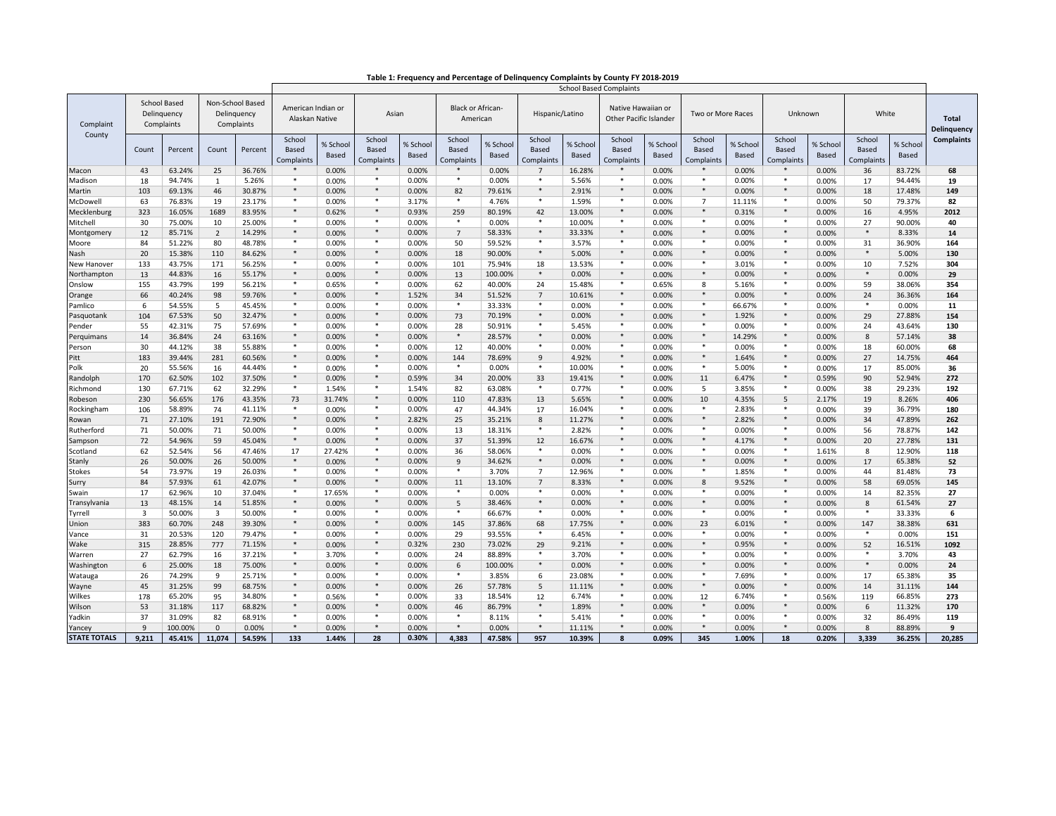**Table 1: Frequency and Percentage of Delinquency Complaints by County FY 2018-2019**

| Complaint County | School Based Delinquency Complaints | | Non-School Based Delinquency Complaints | | School Based Complaints | | | | | | | | | | | | | | | | Total Delinquency Complaints |
|---|---|---|---|---|---|---|---|---|---|---|---|---|---|---|---|---|---|---|---|---|---|
| | | | | | American Indian or Alaskan Native | | Asian | | Black or African-American | | Hispanic/Latino | | Native Hawaiian or Other Pacific Islander | | Two or More Races | | Unknown | | White | | |
| | Count | Percent | Count | Percent | School Based Complaints | % School Based | School Based Complaints | % School Based | School Based Complaints | % School Based | School Based Complaints | % School Based | School Based Complaints | % School Based | School Based Complaints | % School Based | School Based Complaints | % School Based | School Based Complaints | % School Based | |
| Macon | 43 | 63.24% | 25 | 36.76% | * | 0.00% | * | 0.00% | * | 0.00% | 7 | 16.28% | * | 0.00% | * | 0.00% | * | 0.00% | 36 | 83.72% | **68** |
| Madison | 18 | 94.74% | 1 | 5.26% | * | 0.00% | * | 0.00% | * | 0.00% | * | 5.56% | * | 0.00% | * | 0.00% | * | 0.00% | 17 | 94.44% | **19** |
| Martin | 103 | 69.13% | 46 | 30.87% | * | 0.00% | * | 0.00% | 82 | 79.61% | * | 2.91% | * | 0.00% | * | 0.00% | * | 0.00% | 18 | 17.48% | **149** |
| McDowell | 63 | 76.83% | 19 | 23.17% | * | 0.00% | * | 3.17% | * | 4.76% | * | 1.59% | * | 0.00% | 7 | 11.11% | * | 0.00% | 50 | 79.37% | **82** |
| Mecklenburg | 323 | 16.05% | 1689 | 83.95% | * | 0.62% | * | 0.93% | 259 | 80.19% | 42 | 13.00% | * | 0.00% | * | 0.31% | * | 0.00% | 16 | 4.95% | **2012** |
| Mitchell | 30 | 75.00% | 10 | 25.00% | * | 0.00% | * | 0.00% | * | 0.00% | * | 10.00% | * | 0.00% | * | 0.00% | * | 0.00% | 27 | 90.00% | **40** |
| Montgomery | 12 | 85.71% | 2 | 14.29% | * | 0.00% | * | 0.00% | 7 | 58.33% | * | 33.33% | * | 0.00% | * | 0.00% | * | 0.00% | * | 8.33% | **14** |
| Moore | 84 | 51.22% | 80 | 48.78% | * | 0.00% | * | 0.00% | 50 | 59.52% | * | 3.57% | * | 0.00% | * | 0.00% | * | 0.00% | 31 | 36.90% | **164** |
| Nash | 20 | 15.38% | 110 | 84.62% | * | 0.00% | * | 0.00% | 18 | 90.00% | * | 5.00% | * | 0.00% | * | 0.00% | * | 0.00% | * | 5.00% | **130** |
| New Hanover | 133 | 43.75% | 171 | 56.25% | * | 0.00% | * | 0.00% | 101 | 75.94% | 18 | 13.53% | * | 0.00% | * | 3.01% | * | 0.00% | 10 | 7.52% | **304** |
| Northampton | 13 | 44.83% | 16 | 55.17% | * | 0.00% | * | 0.00% | 13 | 100.00% | * | 0.00% | * | 0.00% | * | 0.00% | * | 0.00% | * | 0.00% | **29** |
| Onslow | 155 | 43.79% | 199 | 56.21% | * | 0.65% | * | 0.00% | 62 | 40.00% | 24 | 15.48% | * | 0.65% | 8 | 5.16% | * | 0.00% | 59 | 38.06% | **354** |
| Orange | 66 | 40.24% | 98 | 59.76% | * | 0.00% | * | 1.52% | 34 | 51.52% | 7 | 10.61% | * | 0.00% | * | 0.00% | * | 0.00% | 24 | 36.36% | **164** |
| Pamlico | 6 | 54.55% | 5 | 45.45% | * | 0.00% | * | 0.00% | * | 33.33% | * | 0.00% | * | 0.00% | * | 66.67% | * | 0.00% | * | 0.00% | **11** |
| Pasquotank | 104 | 67.53% | 50 | 32.47% | * | 0.00% | * | 0.00% | 73 | 70.19% | * | 0.00% | * | 0.00% | * | 1.92% | * | 0.00% | 29 | 27.88% | **154** |
| Pender | 55 | 42.31% | 75 | 57.69% | * | 0.00% | * | 0.00% | 28 | 50.91% | * | 5.45% | * | 0.00% | * | 0.00% | * | 0.00% | 24 | 43.64% | **130** |
| Perquimans | 14 | 36.84% | 24 | 63.16% | * | 0.00% | * | 0.00% | * | 28.57% | * | 0.00% | * | 0.00% | * | 14.29% | * | 0.00% | 8 | 57.14% | **38** |
| Person | 30 | 44.12% | 38 | 55.88% | * | 0.00% | * | 0.00% | 12 | 40.00% | * | 0.00% | * | 0.00% | * | 0.00% | * | 0.00% | 18 | 60.00% | **68** |
| Pitt | 183 | 39.44% | 281 | 60.56% | * | 0.00% | * | 0.00% | 144 | 78.69% | 9 | 4.92% | * | 0.00% | * | 1.64% | * | 0.00% | 27 | 14.75% | **464** |
| Polk | 20 | 55.56% | 16 | 44.44% | * | 0.00% | * | 0.00% | * | 0.00% | * | 10.00% | * | 0.00% | * | 5.00% | * | 0.00% | 17 | 85.00% | **36** |
| Randolph | 170 | 62.50% | 102 | 37.50% | * | 0.00% | * | 0.59% | 34 | 20.00% | 33 | 19.41% | * | 0.00% | 11 | 6.47% | * | 0.59% | 90 | 52.94% | **272** |
| Richmond | 130 | 67.71% | 62 | 32.29% | * | 1.54% | * | 1.54% | 82 | 63.08% | * | 0.77% | * | 0.00% | 5 | 3.85% | * | 0.00% | 38 | 29.23% | **192** |
| Robeson | 230 | 56.65% | 176 | 43.35% | 73 | 31.74% | * | 0.00% | 110 | 47.83% | 13 | 5.65% | * | 0.00% | 10 | 4.35% | 5 | 2.17% | 19 | 8.26% | **406** |
| Rockingham | 106 | 58.89% | 74 | 41.11% | * | 0.00% | * | 0.00% | 47 | 44.34% | 17 | 16.04% | * | 0.00% | * | 2.83% | * | 0.00% | 39 | 36.79% | **180** |
| Rowan | 71 | 27.10% | 191 | 72.90% | * | 0.00% | * | 2.82% | 25 | 35.21% | 8 | 11.27% | * | 0.00% | * | 2.82% | * | 0.00% | 34 | 47.89% | **262** |
| Rutherford | 71 | 50.00% | 71 | 50.00% | * | 0.00% | * | 0.00% | 13 | 18.31% | * | 2.82% | * | 0.00% | * | 0.00% | * | 0.00% | 56 | 78.87% | **142** |
| Sampson | 72 | 54.96% | 59 | 45.04% | * | 0.00% | * | 0.00% | 37 | 51.39% | 12 | 16.67% | * | 0.00% | * | 4.17% | * | 0.00% | 20 | 27.78% | **131** |
| Scotland | 62 | 52.54% | 56 | 47.46% | 17 | 27.42% | * | 0.00% | 36 | 58.06% | * | 0.00% | * | 0.00% | * | 0.00% | * | 1.61% | 8 | 12.90% | **118** |
| Stanly | 26 | 50.00% | 26 | 50.00% | * | 0.00% | * | 0.00% | 9 | 34.62% | * | 0.00% | * | 0.00% | * | 0.00% | * | 0.00% | 17 | 65.38% | **52** |
| Stokes | 54 | 73.97% | 19 | 26.03% | * | 0.00% | * | 0.00% | * | 3.70% | 7 | 12.96% | * | 0.00% | * | 1.85% | * | 0.00% | 44 | 81.48% | **73** |
| Surry | 84 | 57.93% | 61 | 42.07% | * | 0.00% | * | 0.00% | 11 | 13.10% | 7 | 8.33% | * | 0.00% | 8 | 9.52% | * | 0.00% | 58 | 69.05% | **145** |
| Swain | 17 | 62.96% | 10 | 37.04% | * | 17.65% | * | 0.00% | * | 0.00% | * | 0.00% | * | 0.00% | * | 0.00% | * | 0.00% | 14 | 82.35% | **27** |
| Transylvania | 13 | 48.15% | 14 | 51.85% | * | 0.00% | * | 0.00% | 5 | 38.46% | * | 0.00% | * | 0.00% | * | 0.00% | * | 0.00% | 8 | 61.54% | **27** |
| Tyrrell | 3 | 50.00% | 3 | 50.00% | * | 0.00% | * | 0.00% | * | 66.67% | * | 0.00% | * | 0.00% | * | 0.00% | * | 0.00% | * | 33.33% | **6** |
| Union | 383 | 60.70% | 248 | 39.30% | * | 0.00% | * | 0.00% | 145 | 37.86% | 68 | 17.75% | * | 0.00% | 23 | 6.01% | * | 0.00% | 147 | 38.38% | **631** |
| Vance | 31 | 20.53% | 120 | 79.47% | * | 0.00% | * | 0.00% | 29 | 93.55% | * | 6.45% | * | 0.00% | * | 0.00% | * | 0.00% | * | 0.00% | **151** |
| Wake | 315 | 28.85% | 777 | 71.15% | * | 0.00% | * | 0.32% | 230 | 73.02% | 29 | 9.21% | * | 0.00% | * | 0.95% | * | 0.00% | 52 | 16.51% | **1092** |
| Warren | 27 | 62.79% | 16 | 37.21% | * | 3.70% | * | 0.00% | 24 | 88.89% | * | 3.70% | * | 0.00% | * | 0.00% | * | 0.00% | * | 3.70% | **43** |
| Washington | 6 | 25.00% | 18 | 75.00% | * | 0.00% | * | 0.00% | 6 | 100.00% | * | 0.00% | * | 0.00% | * | 0.00% | * | 0.00% | * | 0.00% | **24** |
| Watauga | 26 | 74.29% | 9 | 25.71% | * | 0.00% | * | 0.00% | * | 3.85% | 6 | 23.08% | * | 0.00% | * | 7.69% | * | 0.00% | 17 | 65.38% | **35** |
| Wayne | 45 | 31.25% | 99 | 68.75% | * | 0.00% | * | 0.00% | 26 | 57.78% | 5 | 11.11% | * | 0.00% | * | 0.00% | * | 0.00% | 14 | 31.11% | **144** |
| Wilkes | 178 | 65.20% | 95 | 34.80% | * | 0.56% | * | 0.00% | 33 | 18.54% | 12 | 6.74% | * | 0.00% | 12 | 6.74% | * | 0.56% | 119 | 66.85% | **273** |
| Wilson | 53 | 31.18% | 117 | 68.82% | * | 0.00% | * | 0.00% | 46 | 86.79% | * | 1.89% | * | 0.00% | * | 0.00% | * | 0.00% | 6 | 11.32% | **170** |
| Yadkin | 37 | 31.09% | 82 | 68.91% | * | 0.00% | * | 0.00% | * | 8.11% | * | 5.41% | * | 0.00% | * | 0.00% | * | 0.00% | 32 | 86.49% | **119** |
| Yancey | 9 | 100.00% | 0 | 0.00% | * | 0.00% | * | 0.00% | * | 0.00% | * | 11.11% | * | 0.00% | * | 0.00% | * | 0.00% | 8 | 88.89% | **9** |
| **STATE TOTALS** | **9,211** | **45.41%** | **11,074** | **54.59%** | **133** | **1.44%** | **28** | **0.30%** | **4,383** | **47.58%** | **957** | **10.39%** | **8** | **0.09%** | **345** | **1.00%** | **18** | **0.20%** | **3,339** | **36.25%** | **20,285** |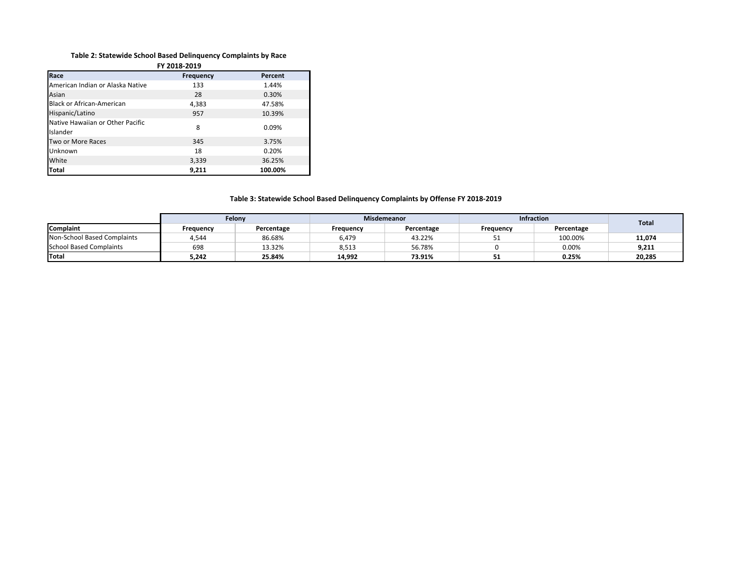### Table 2: Statewide School Based Delinquency Complaints by Race
**FY 2018-2019**

| Race | Frequency | Percent |
|---|---|---|
| American Indian or Alaska Native | 133 | 1.44% |
| Asian | 28 | 0.30% |
| Black or African-American | 4,383 | 47.58% |
| Hispanic/Latino | 957 | 10.39% |
| Native Hawaiian or Other Pacific Islander | 8 | 0.09% |
| Two or More Races | 345 | 3.75% |
| Unknown | 18 | 0.20% |
| White | 3,339 | 36.25% |
| **Total** | **9,211** | **100.00%** |

### Table 3: Statewide School Based Delinquency Complaints by Offense FY 2018-2019

| | Felony | | Misdemeanor | | Infraction | | Total |
|---|---|---|---|---|---|---|---|
| **Complaint** | **Frequency** | **Percentage** | **Frequency** | **Percentage** | **Frequency** | **Percentage** | |
| Non-School Based Complaints | 4,544 | 86.68% | 6,479 | 43.22% | 51 | 100.00% | **11,074** |
| School Based Complaints | 698 | 13.32% | 8,513 | 56.78% | 0 | 0.00% | **9,211** |
| **Total** | **5,242** | **25.84%** | **14,992** | **73.91%** | **51** | **0.25%** | **20,285** |